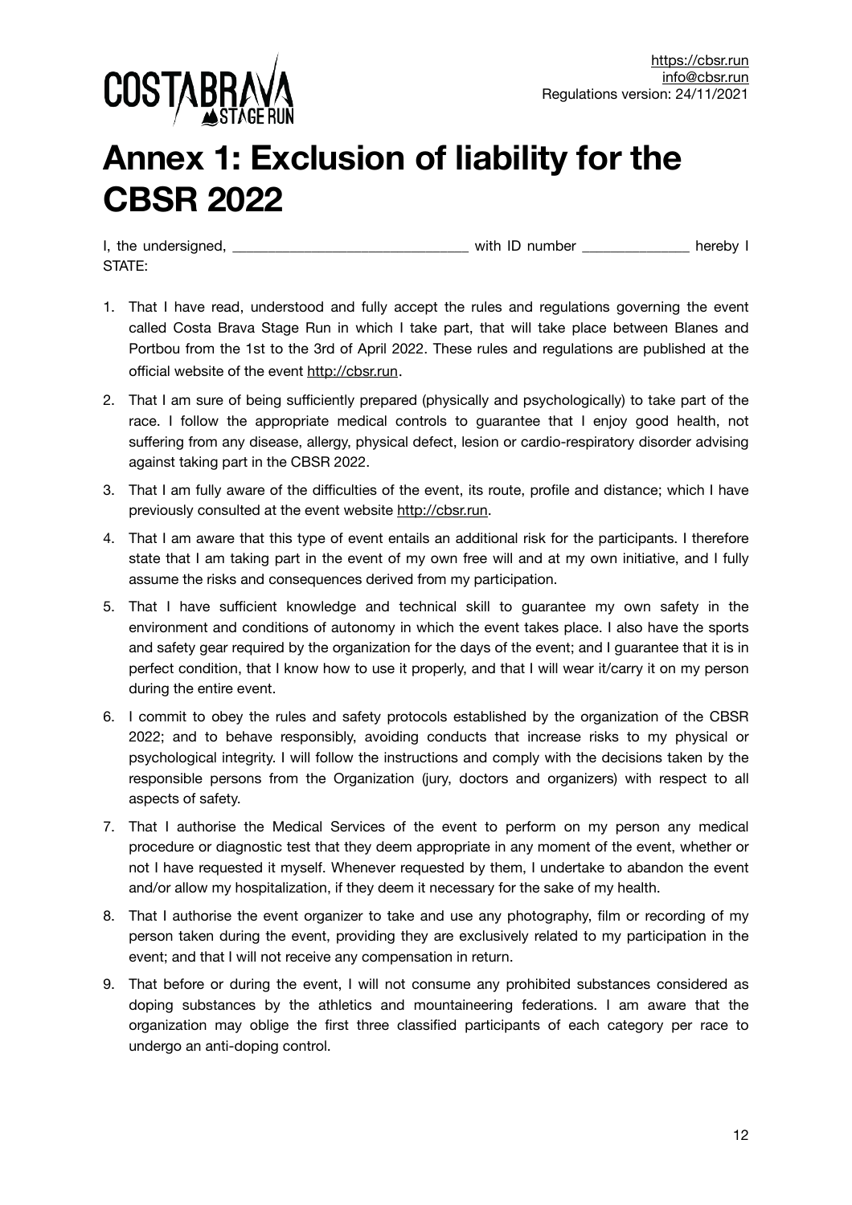https://cbsr.run
info@cbsr.run
Regulations version: 24/11/2021

# Annex 1: Exclusion of liability for the CBSR 2022

I, the undersigned, _______________________________ with ID number ______________ hereby I STATE:

1. That I have read, understood and fully accept the rules and regulations governing the event called Costa Brava Stage Run in which I take part, that will take place between Blanes and Portbou from the 1st to the 3rd of April 2022. These rules and regulations are published at the official website of the event http://cbsr.run.
2. That I am sure of being sufficiently prepared (physically and psychologically) to take part of the race. I follow the appropriate medical controls to guarantee that I enjoy good health, not suffering from any disease, allergy, physical defect, lesion or cardio-respiratory disorder advising against taking part in the CBSR 2022.
3. That I am fully aware of the difficulties of the event, its route, profile and distance; which I have previously consulted at the event website http://cbsr.run.
4. That I am aware that this type of event entails an additional risk for the participants. I therefore state that I am taking part in the event of my own free will and at my own initiative, and I fully assume the risks and consequences derived from my participation.
5. That I have sufficient knowledge and technical skill to guarantee my own safety in the environment and conditions of autonomy in which the event takes place. I also have the sports and safety gear required by the organization for the days of the event; and I guarantee that it is in perfect condition, that I know how to use it properly, and that I will wear it/carry it on my person during the entire event.
6. I commit to obey the rules and safety protocols established by the organization of the CBSR 2022; and to behave responsibly, avoiding conducts that increase risks to my physical or psychological integrity. I will follow the instructions and comply with the decisions taken by the responsible persons from the Organization (jury, doctors and organizers) with respect to all aspects of safety.
7. That I authorise the Medical Services of the event to perform on my person any medical procedure or diagnostic test that they deem appropriate in any moment of the event, whether or not I have requested it myself. Whenever requested by them, I undertake to abandon the event and/or allow my hospitalization, if they deem it necessary for the sake of my health.
8. That I authorise the event organizer to take and use any photography, film or recording of my person taken during the event, providing they are exclusively related to my participation in the event; and that I will not receive any compensation in return.
9. That before or during the event, I will not consume any prohibited substances considered as doping substances by the athletics and mountaineering federations. I am aware that the organization may oblige the first three classified participants of each category per race to undergo an anti-doping control.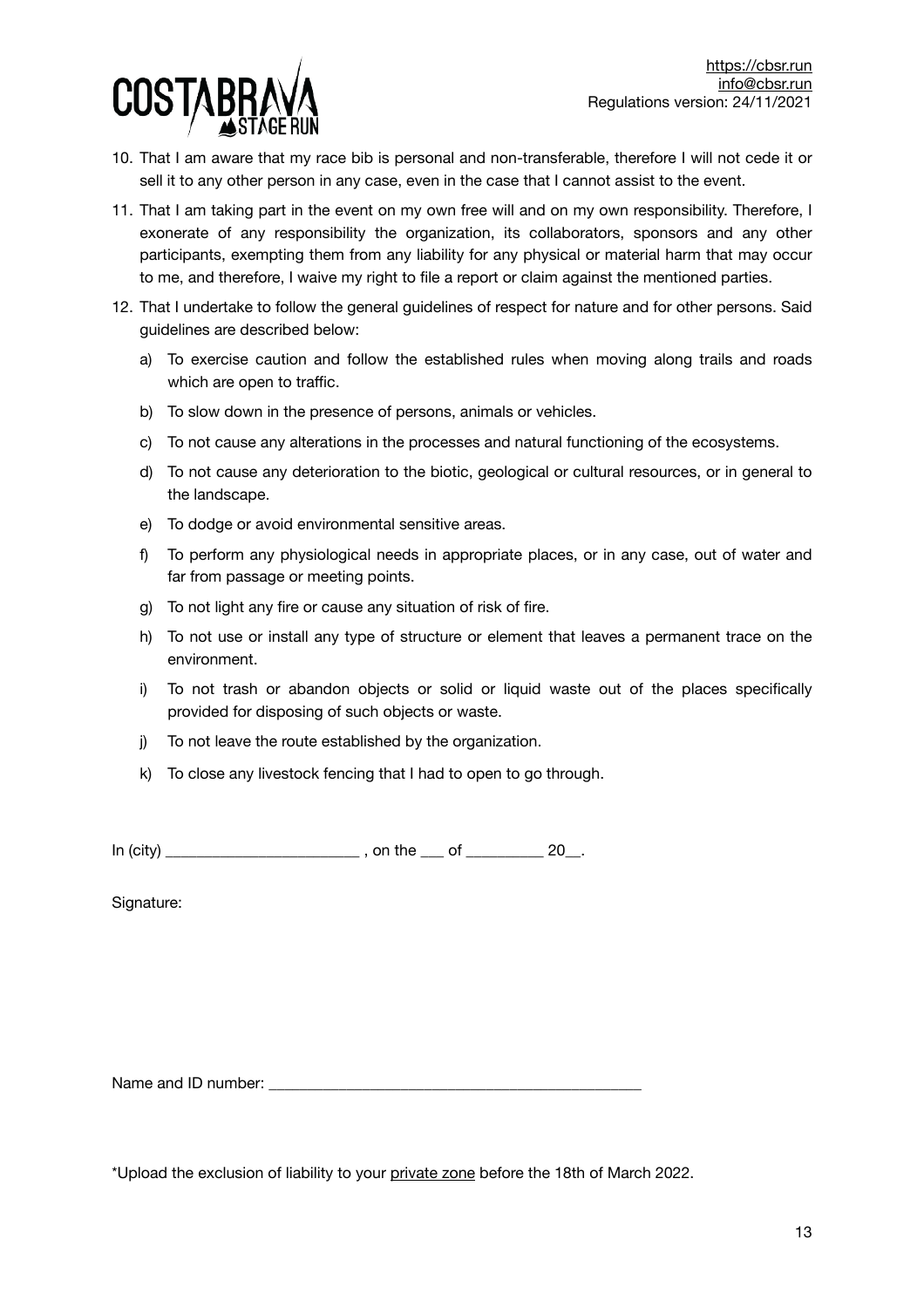10. That I am aware that my race bib is personal and non-transferable, therefore I will not cede it or sell it to any other person in any case, even in the case that I cannot assist to the event.
11. That I am taking part in the event on my own free will and on my own responsibility. Therefore, I exonerate of any responsibility the organization, its collaborators, sponsors and any other participants, exempting them from any liability for any physical or material harm that may occur to me, and therefore, I waive my right to file a report or claim against the mentioned parties.
12. That I undertake to follow the general guidelines of respect for nature and for other persons. Said guidelines are described below:
    a) To exercise caution and follow the established rules when moving along trails and roads which are open to traffic.
    b) To slow down in the presence of persons, animals or vehicles.
    c) To not cause any alterations in the processes and natural functioning of the ecosystems.
    d) To not cause any deterioration to the biotic, geological or cultural resources, or in general to the landscape.
    e) To dodge or avoid environmental sensitive areas.
    f) To perform any physiological needs in appropriate places, or in any case, out of water and far from passage or meeting points.
    g) To not light any fire or cause any situation of risk of fire.
    h) To not use or install any type of structure or element that leaves a permanent trace on the environment.
    i) To not trash or abandon objects or solid or liquid waste out of the places specifically provided for disposing of such objects or waste.
    j) To not leave the route established by the organization.
    k) To close any livestock fencing that I had to open to go through.

In (city) ________________________ , on the ___ of _________ 20__.

Signature:

Name and ID number: ________________________________________________

*Upload the exclusion of liability to your private zone before the 18th of March 2022.